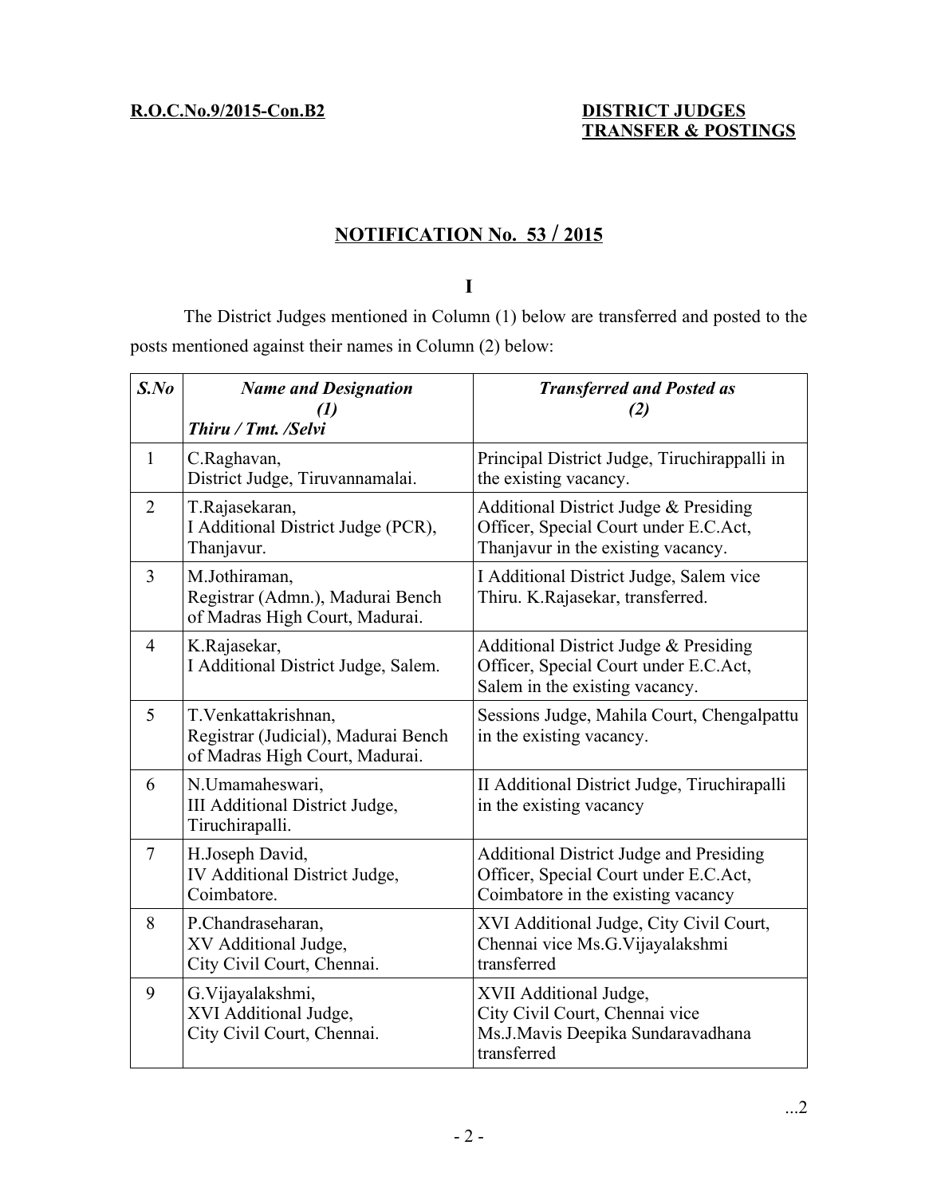**R.O.C.No.9/2015-Con.B2**

**DISTRICT JUDGES TRANSFER & POSTINGS**

## NOTIFICATION No. 53 / 2015

**I**

The District Judges mentioned in Column (1) below are transferred and posted to the posts mentioned against their names in Column (2) below:

| *S.No* | *Name and Designation (1) Thiru / Tmt. /Selvi* | *Transferred and Posted as (2)* |
|---|---|---|
| 1 | C.Raghavan, District Judge, Tiruvannamalai. | Principal District Judge, Tiruchirappalli in the existing vacancy. |
| 2 | T.Rajasekaran, I Additional District Judge (PCR), Thanjavur. | Additional District Judge & Presiding Officer, Special Court under E.C.Act, Thanjavur in the existing vacancy. |
| 3 | M.Jothiraman, Registrar (Admn.), Madurai Bench of Madras High Court, Madurai. | I Additional District Judge, Salem vice Thiru. K.Rajasekar, transferred. |
| 4 | K.Rajasekar, I Additional District Judge, Salem. | Additional District Judge & Presiding Officer, Special Court under E.C.Act, Salem in the existing vacancy. |
| 5 | T.Venkattakrishnan, Registrar (Judicial), Madurai Bench of Madras High Court, Madurai. | Sessions Judge, Mahila Court, Chengalpattu in the existing vacancy. |
| 6 | N.Umamaheswari, III Additional District Judge, Tiruchirapalli. | II Additional District Judge, Tiruchirapalli in the existing vacancy |
| 7 | H.Joseph David, IV Additional District Judge, Coimbatore. | Additional District Judge and Presiding Officer, Special Court under E.C.Act, Coimbatore in the existing vacancy |
| 8 | P.Chandraseharan, XV Additional Judge, City Civil Court, Chennai. | XVI Additional Judge, City Civil Court, Chennai vice Ms.G.Vijayalakshmi transferred |
| 9 | G.Vijayalakshmi, XVI Additional Judge, City Civil Court, Chennai. | XVII Additional Judge, City Civil Court, Chennai vice Ms.J.Mavis Deepika Sundaravadhana transferred |

...2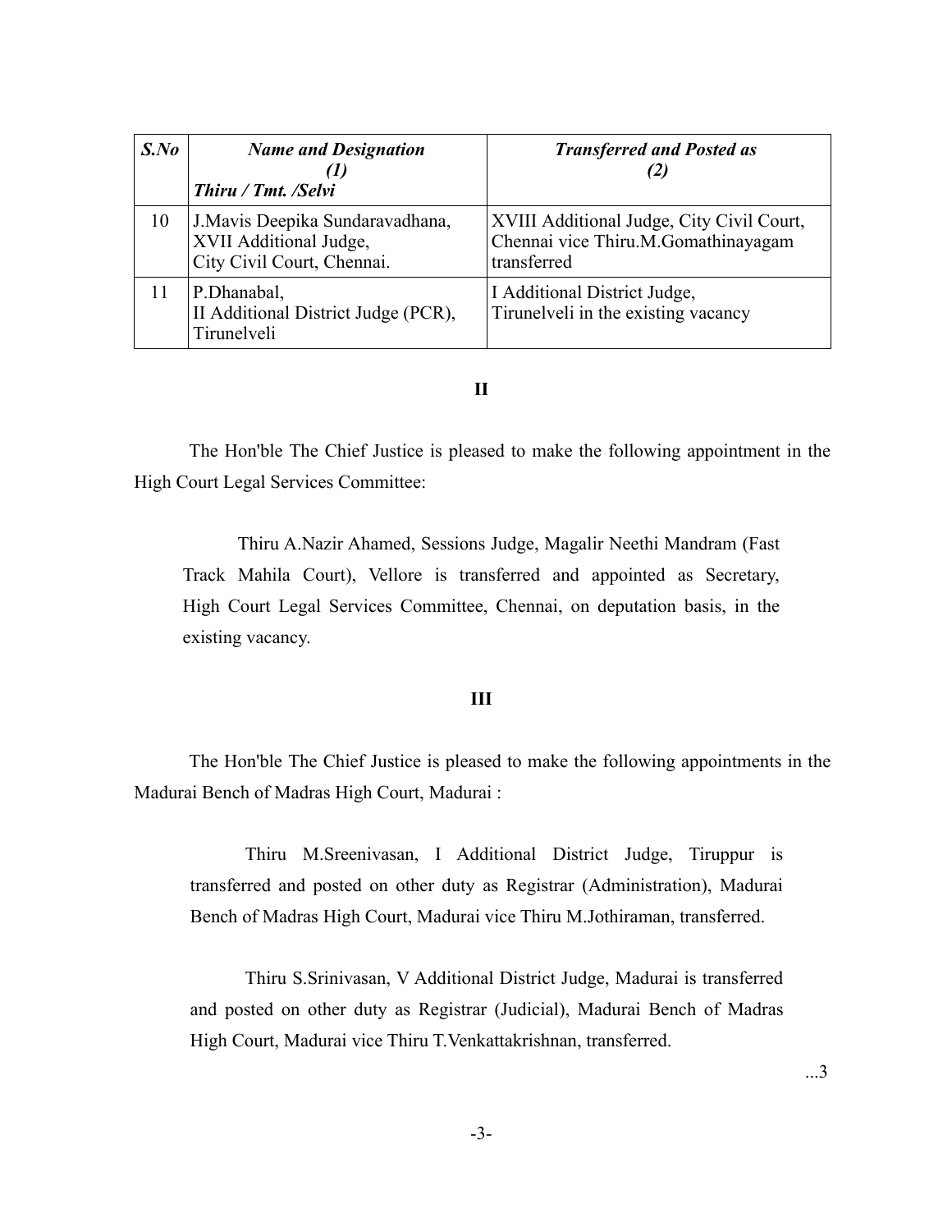| S.No | Name and Designation (1) Thiru / Tmt. /Selvi | Transferred and Posted as (2) |
|---|---|---|
| 10 | J.Mavis Deepika Sundaravadhana, XVII Additional Judge, City Civil Court, Chennai. | XVIII Additional Judge, City Civil Court, Chennai vice Thiru.M.Gomathinayagam transferred |
| 11 | P.Dhanabal, II Additional District Judge (PCR), Tirunelveli | I Additional District Judge, Tirunelveli in the existing vacancy |

**II**

The Hon'ble The Chief Justice is pleased to make the following appointment in the High Court Legal Services Committee:

> Thiru A.Nazir Ahamed, Sessions Judge, Magalir Neethi Mandram (Fast Track Mahila Court), Vellore is transferred and appointed as Secretary, High Court Legal Services Committee, Chennai, on deputation basis, in the existing vacancy.

**III**

The Hon'ble The Chief Justice is pleased to make the following appointments in the Madurai Bench of Madras High Court, Madurai :

> Thiru M.Sreenivasan, I Additional District Judge, Tiruppur is transferred and posted on other duty as Registrar (Administration), Madurai Bench of Madras High Court, Madurai vice Thiru M.Jothiraman, transferred.

> Thiru S.Srinivasan, V Additional District Judge, Madurai is transferred and posted on other duty as Registrar (Judicial), Madurai Bench of Madras High Court, Madurai vice Thiru T.Venkattakrishnan, transferred.

...3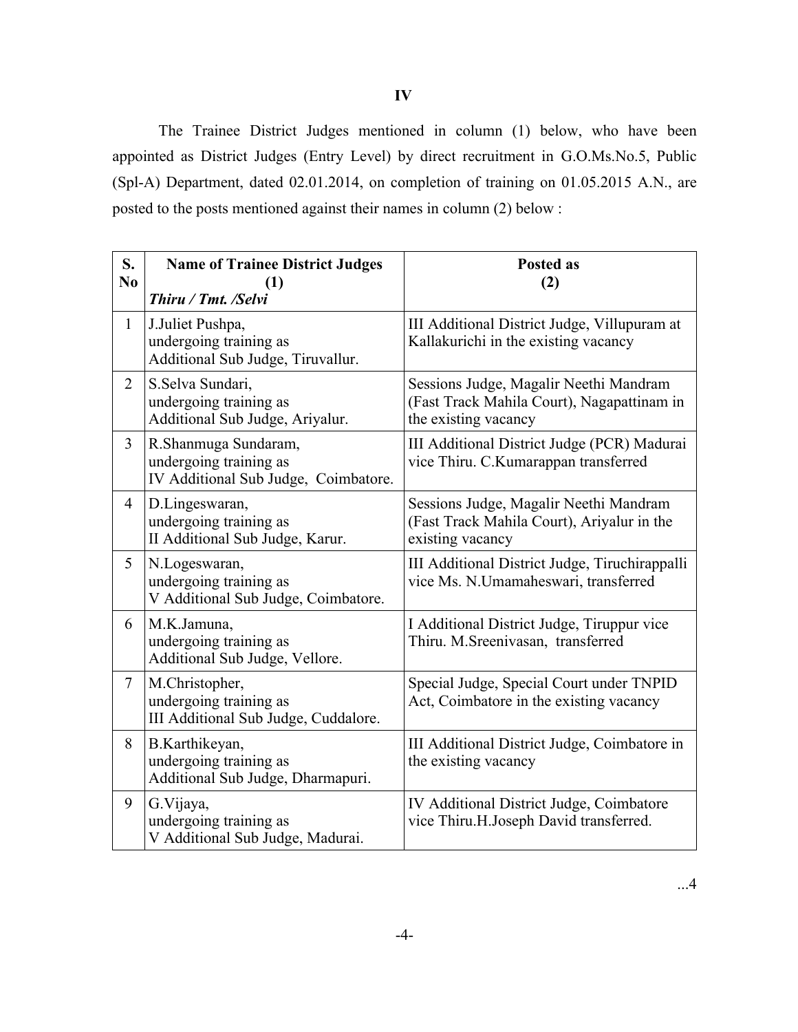**IV**

The Trainee District Judges mentioned in column (1) below, who have been appointed as District Judges (Entry Level) by direct recruitment in G.O.Ms.No.5, Public (Spl-A) Department, dated 02.01.2014, on completion of training on 01.05.2015 A.N., are posted to the posts mentioned against their names in column (2) below :

| S. No | Name of Trainee District Judges (1) *Thiru / Tmt. /Selvi* | Posted as (2) |
|---|---|---|
| 1 | J.Juliet Pushpa, undergoing training as Additional Sub Judge, Tiruvallur. | III Additional District Judge, Villupuram at Kallakurichi in the existing vacancy |
| 2 | S.Selva Sundari, undergoing training as Additional Sub Judge, Ariyalur. | Sessions Judge, Magalir Neethi Mandram (Fast Track Mahila Court), Nagapattinam in the existing vacancy |
| 3 | R.Shanmuga Sundaram, undergoing training as IV Additional Sub Judge, Coimbatore. | III Additional District Judge (PCR) Madurai vice Thiru. C.Kumarappan transferred |
| 4 | D.Lingeswaran, undergoing training as II Additional Sub Judge, Karur. | Sessions Judge, Magalir Neethi Mandram (Fast Track Mahila Court), Ariyalur in the existing vacancy |
| 5 | N.Logeswaran, undergoing training as V Additional Sub Judge, Coimbatore. | III Additional District Judge, Tiruchirappalli vice Ms. N.Umamaheswari, transferred |
| 6 | M.K.Jamuna, undergoing training as Additional Sub Judge, Vellore. | I Additional District Judge, Tiruppur vice Thiru. M.Sreenivasan, transferred |
| 7 | M.Christopher, undergoing training as III Additional Sub Judge, Cuddalore. | Special Judge, Special Court under TNPID Act, Coimbatore in the existing vacancy |
| 8 | B.Karthikeyan, undergoing training as Additional Sub Judge, Dharmapuri. | III Additional District Judge, Coimbatore in the existing vacancy |
| 9 | G.Vijaya, undergoing training as V Additional Sub Judge, Madurai. | IV Additional District Judge, Coimbatore vice Thiru.H.Joseph David transferred. |

...4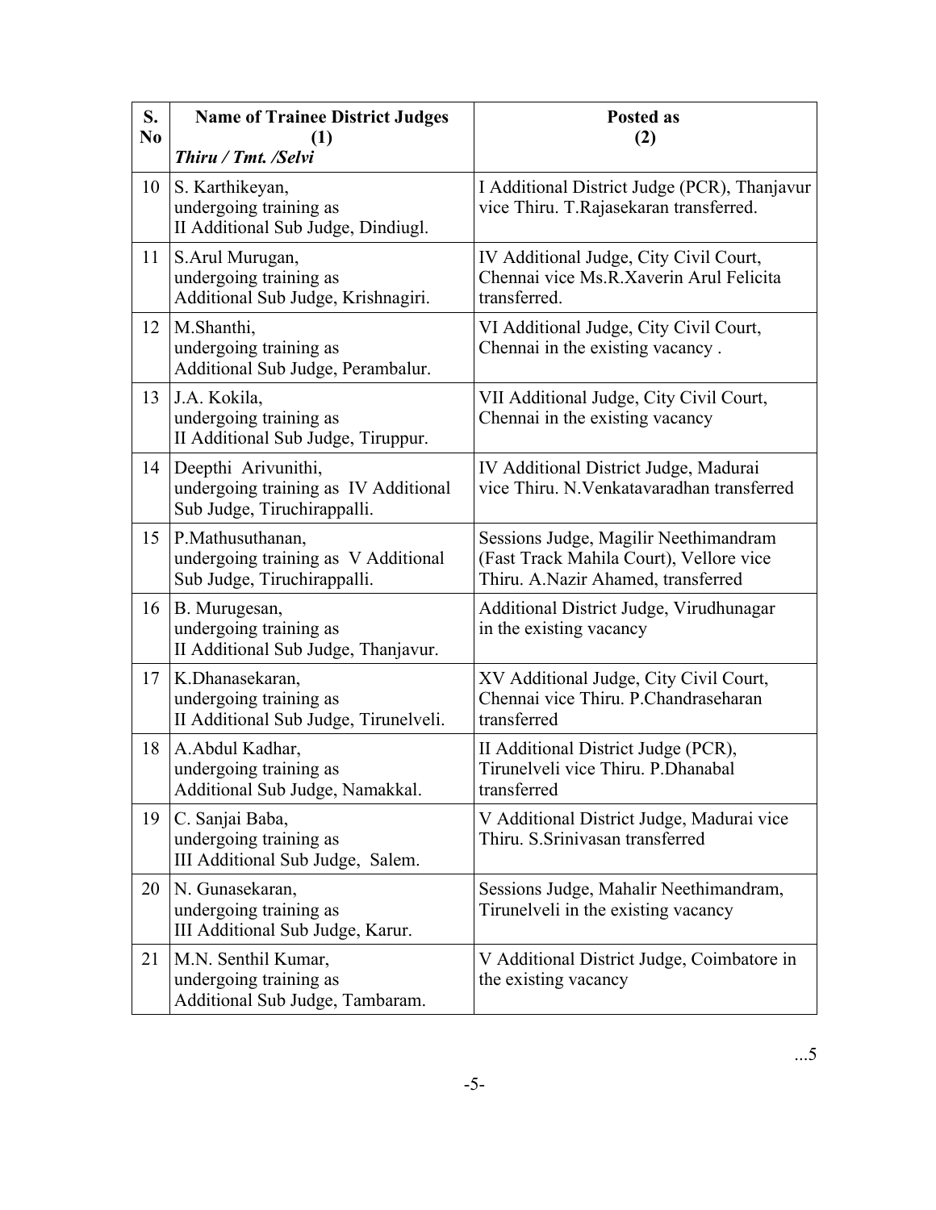| S. No | Name of Trainee District Judges (1) *Thiru / Tmt. /Selvi* | Posted as (2) |
|---|---|---|
| 10 | S. Karthikeyan, undergoing training as II Additional Sub Judge, Dindiugl. | I Additional District Judge (PCR), Thanjavur vice Thiru. T.Rajasekaran transferred. |
| 11 | S.Arul Murugan, undergoing training as Additional Sub Judge, Krishnagiri. | IV Additional Judge, City Civil Court, Chennai vice Ms.R.Xaverin Arul Felicita transferred. |
| 12 | M.Shanthi, undergoing training as Additional Sub Judge, Perambalur. | VI Additional Judge, City Civil Court, Chennai in the existing vacancy . |
| 13 | J.A. Kokila, undergoing training as II Additional Sub Judge, Tiruppur. | VII Additional Judge, City Civil Court, Chennai in the existing vacancy |
| 14 | Deepthi Arivunithi, undergoing training as IV Additional Sub Judge, Tiruchirappalli. | IV Additional District Judge, Madurai vice Thiru. N.Venkatavaradhan transferred |
| 15 | P.Mathusuthanan, undergoing training as V Additional Sub Judge, Tiruchirappalli. | Sessions Judge, Magilir Neethimandram (Fast Track Mahila Court), Vellore vice Thiru. A.Nazir Ahamed, transferred |
| 16 | B. Murugesan, undergoing training as II Additional Sub Judge, Thanjavur. | Additional District Judge, Virudhunagar in the existing vacancy |
| 17 | K.Dhanasekaran, undergoing training as II Additional Sub Judge, Tirunelveli. | XV Additional Judge, City Civil Court, Chennai vice Thiru. P.Chandraseharan transferred |
| 18 | A.Abdul Kadhar, undergoing training as Additional Sub Judge, Namakkal. | II Additional District Judge (PCR), Tirunelveli vice Thiru. P.Dhanabal transferred |
| 19 | C. Sanjai Baba, undergoing training as III Additional Sub Judge, Salem. | V Additional District Judge, Madurai vice Thiru. S.Srinivasan transferred |
| 20 | N. Gunasekaran, undergoing training as III Additional Sub Judge, Karur. | Sessions Judge, Mahalir Neethimandram, Tirunelveli in the existing vacancy |
| 21 | M.N. Senthil Kumar, undergoing training as Additional Sub Judge, Tambaram. | V Additional District Judge, Coimbatore in the existing vacancy |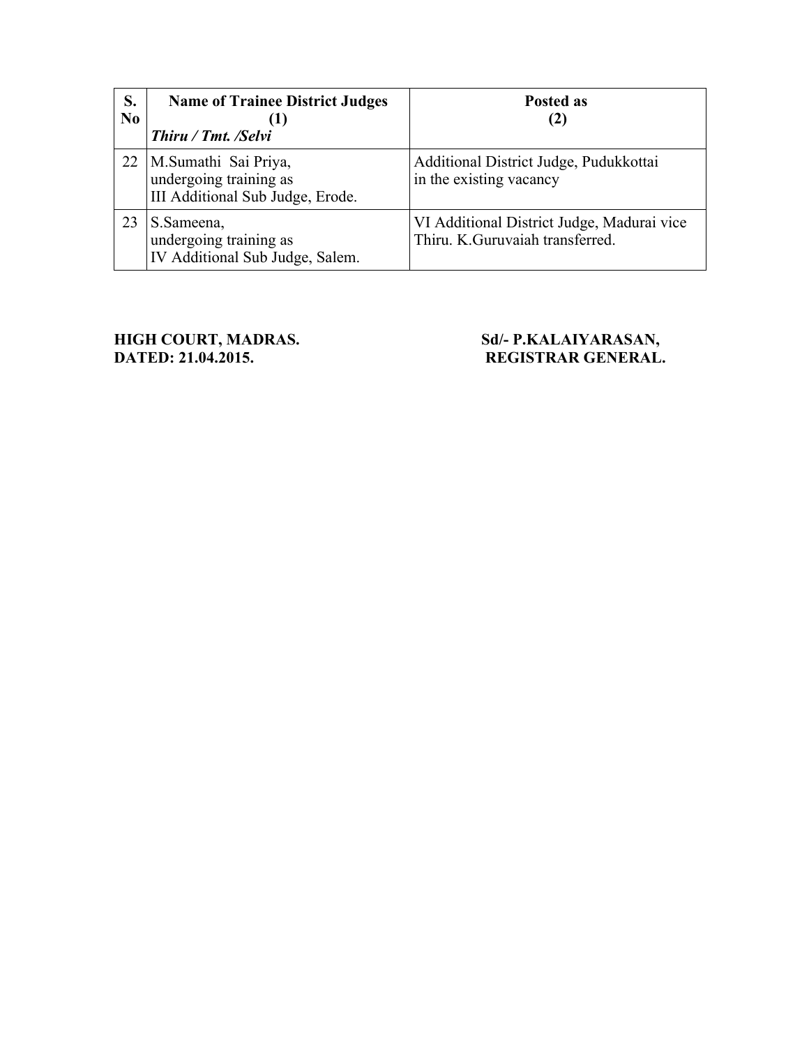| S. No | Name of Trainee District Judges (1) *Thiru / Tmt. /Selvi* | Posted as (2) |
|---|---|---|
| 22 | M.Sumathi Sai Priya, undergoing training as III Additional Sub Judge, Erode. | Additional District Judge, Pudukkottai in the existing vacancy |
| 23 | S.Sameena, undergoing training as IV Additional Sub Judge, Salem. | VI Additional District Judge, Madurai vice Thiru. K.Guruvaiah transferred. |

**HIGH COURT, MADRAS.**
**DATED: 21.04.2015.**

**Sd/- P.KALAIYARASAN,**
**REGISTRAR GENERAL.**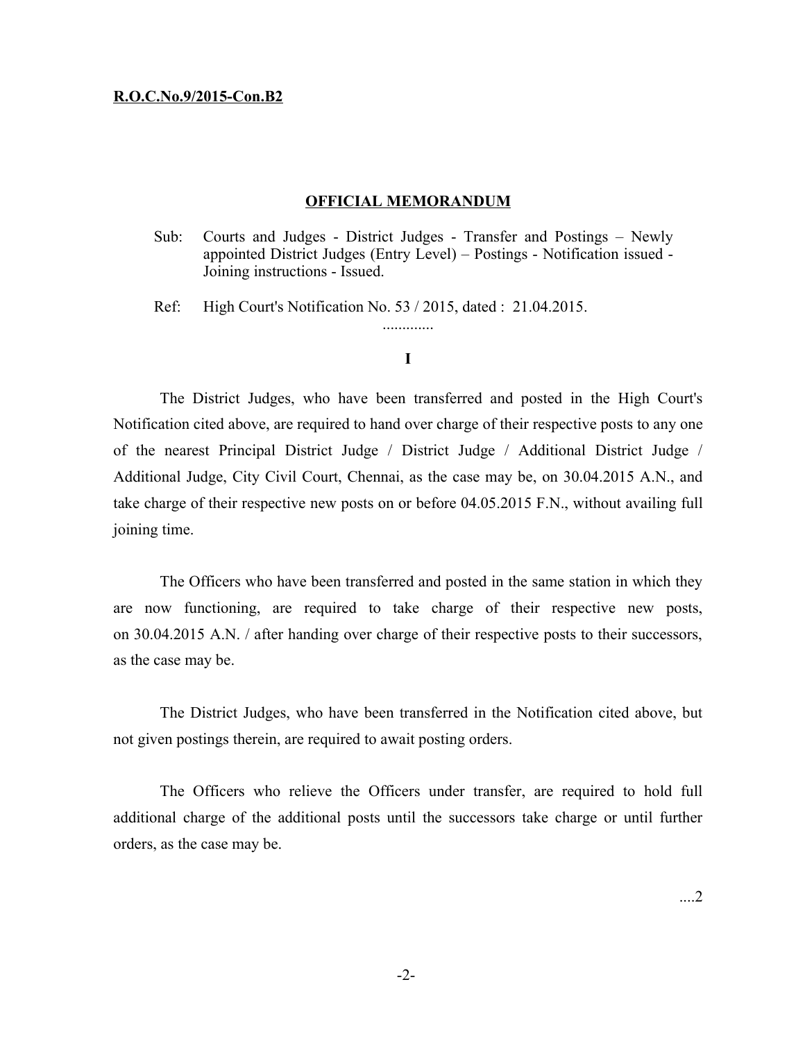**R.O.C.No.9/2015-Con.B2**

**OFFICIAL MEMORANDUM**

Sub: Courts and Judges - District Judges - Transfer and Postings – Newly appointed District Judges (Entry Level) – Postings - Notification issued - Joining instructions - Issued.

Ref: High Court's Notification No. 53 / 2015, dated : 21.04.2015.

.............

**I**

The District Judges, who have been transferred and posted in the High Court's Notification cited above, are required to hand over charge of their respective posts to any one of the nearest Principal District Judge / District Judge / Additional District Judge / Additional Judge, City Civil Court, Chennai, as the case may be, on 30.04.2015 A.N., and take charge of their respective new posts on or before 04.05.2015 F.N., without availing full joining time.

The Officers who have been transferred and posted in the same station in which they are now functioning, are required to take charge of their respective new posts, on 30.04.2015 A.N. / after handing over charge of their respective posts to their successors, as the case may be.

The District Judges, who have been transferred in the Notification cited above, but not given postings therein, are required to await posting orders.

The Officers who relieve the Officers under transfer, are required to hold full additional charge of the additional posts until the successors take charge or until further orders, as the case may be.

....2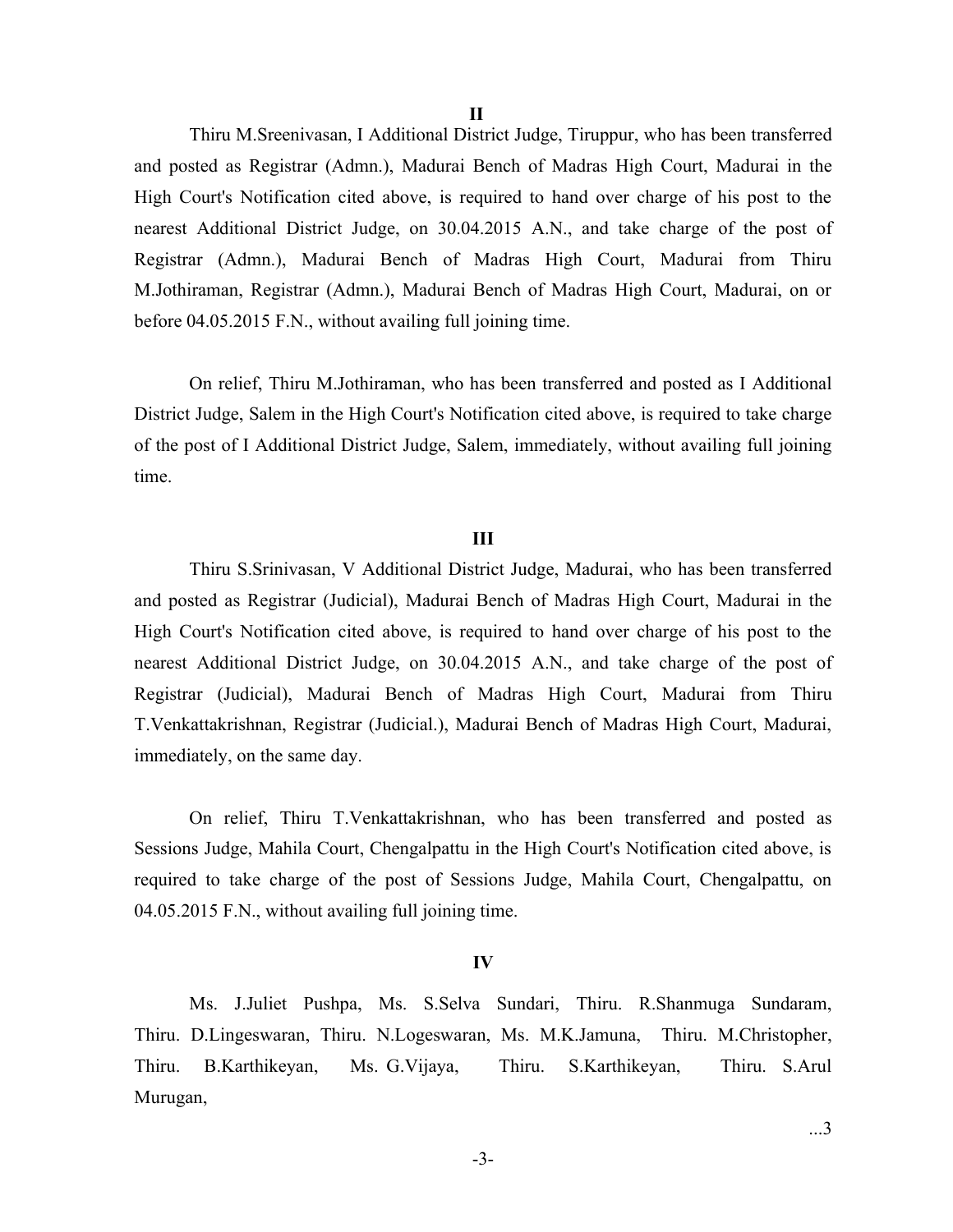**II**

Thiru M.Sreenivasan, I Additional District Judge, Tiruppur, who has been transferred and posted as Registrar (Admn.), Madurai Bench of Madras High Court, Madurai in the High Court's Notification cited above, is required to hand over charge of his post to the nearest Additional District Judge, on 30.04.2015 A.N., and take charge of the post of Registrar (Admn.), Madurai Bench of Madras High Court, Madurai from Thiru M.Jothiraman, Registrar (Admn.), Madurai Bench of Madras High Court, Madurai, on or before 04.05.2015 F.N., without availing full joining time.

On relief, Thiru M.Jothiraman, who has been transferred and posted as I Additional District Judge, Salem in the High Court's Notification cited above, is required to take charge of the post of I Additional District Judge, Salem, immediately, without availing full joining time.

**III**

Thiru S.Srinivasan, V Additional District Judge, Madurai, who has been transferred and posted as Registrar (Judicial), Madurai Bench of Madras High Court, Madurai in the High Court's Notification cited above, is required to hand over charge of his post to the nearest Additional District Judge, on 30.04.2015 A.N., and take charge of the post of Registrar (Judicial), Madurai Bench of Madras High Court, Madurai from Thiru T.Venkattakrishnan, Registrar (Judicial.), Madurai Bench of Madras High Court, Madurai, immediately, on the same day.

On relief, Thiru T.Venkattakrishnan, who has been transferred and posted as Sessions Judge, Mahila Court, Chengalpattu in the High Court's Notification cited above, is required to take charge of the post of Sessions Judge, Mahila Court, Chengalpattu, on 04.05.2015 F.N., without availing full joining time.

**IV**

Ms. J.Juliet Pushpa, Ms. S.Selva Sundari, Thiru. R.Shanmuga Sundaram, Thiru. D.Lingeswaran, Thiru. N.Logeswaran, Ms. M.K.Jamuna, Thiru. M.Christopher, Thiru. B.Karthikeyan, Ms. G.Vijaya, Thiru. S.Karthikeyan, Thiru. S.Arul Murugan,

...3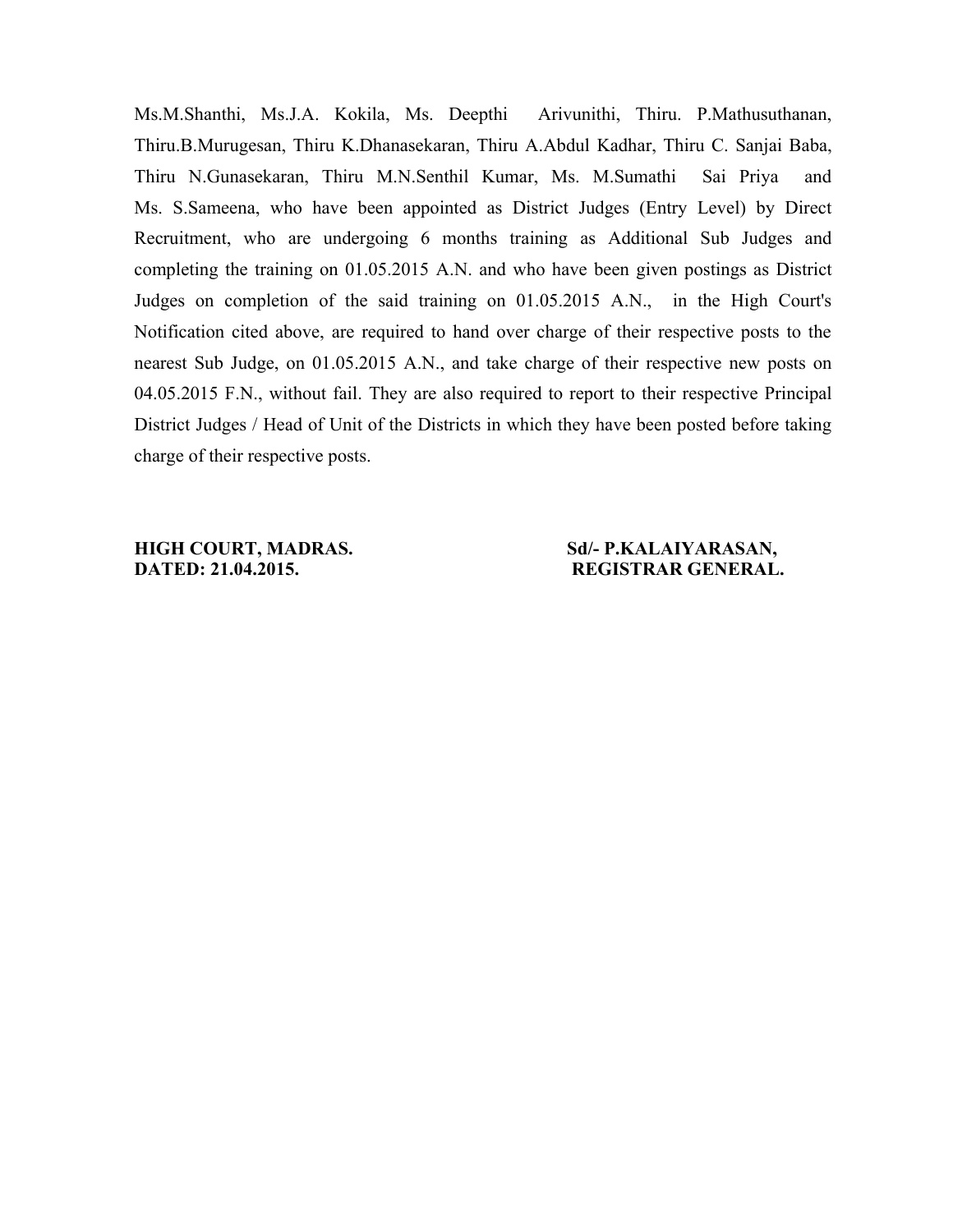Ms.M.Shanthi, Ms.J.A. Kokila, Ms. Deepthi Arivunithi, Thiru. P.Mathusuthanan, Thiru.B.Murugesan, Thiru K.Dhanasekaran, Thiru A.Abdul Kadhar, Thiru C. Sanjai Baba, Thiru N.Gunasekaran, Thiru M.N.Senthil Kumar, Ms. M.Sumathi Sai Priya and Ms. S.Sameena, who have been appointed as District Judges (Entry Level) by Direct Recruitment, who are undergoing 6 months training as Additional Sub Judges and completing the training on 01.05.2015 A.N. and who have been given postings as District Judges on completion of the said training on 01.05.2015 A.N., in the High Court's Notification cited above, are required to hand over charge of their respective posts to the nearest Sub Judge, on 01.05.2015 A.N., and take charge of their respective new posts on 04.05.2015 F.N., without fail. They are also required to report to their respective Principal District Judges / Head of Unit of the Districts in which they have been posted before taking charge of their respective posts.

**HIGH COURT, MADRAS.**
**DATED: 21.04.2015.**

**Sd/- P.KALAIYARASAN,**
**REGISTRAR GENERAL.**